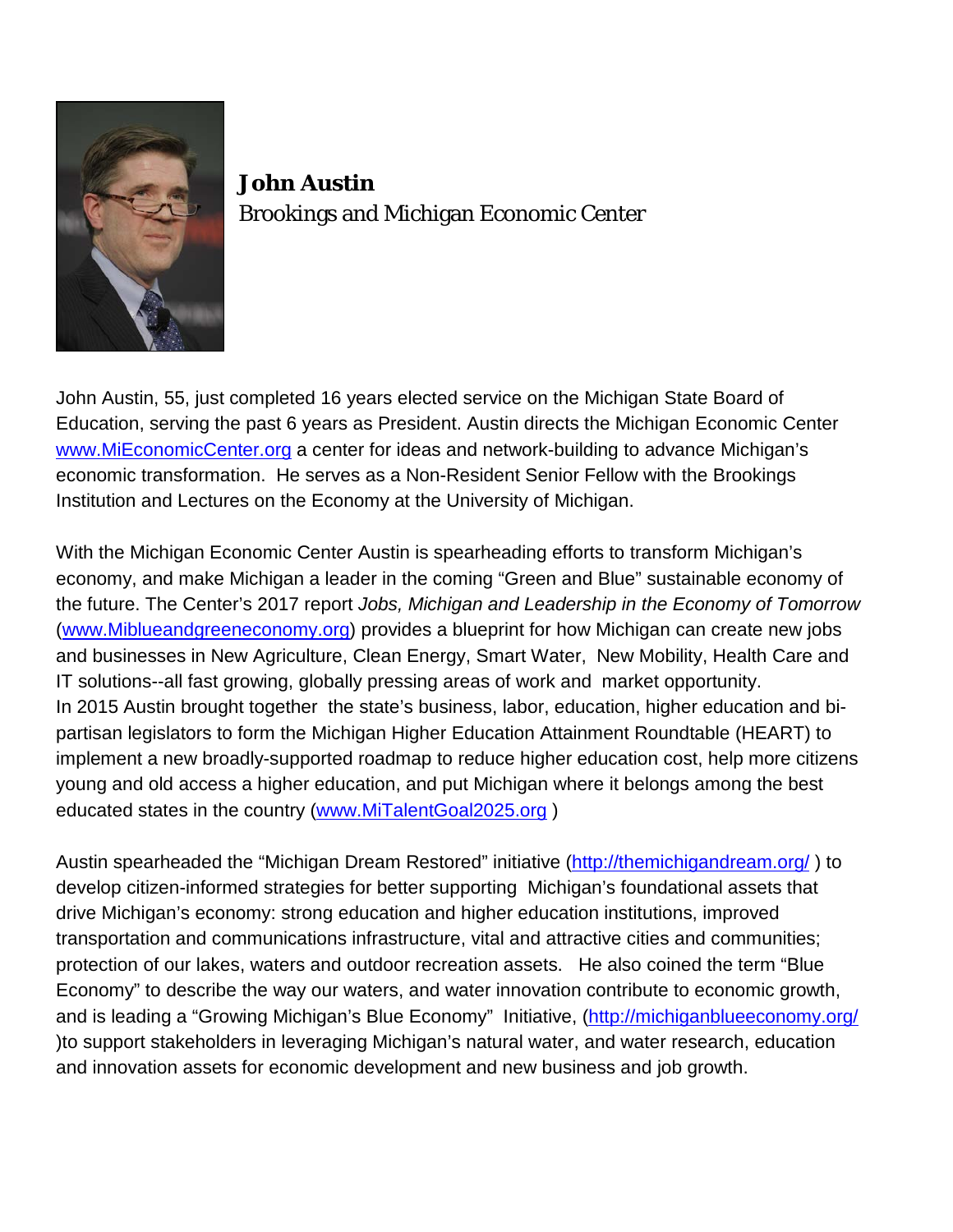**John Austin**
Brookings and Michigan Economic Center

John Austin, 55, just completed 16 years elected service on the Michigan State Board of Education, serving the past 6 years as President. Austin directs the Michigan Economic Center www.MiEconomicCenter.org a center for ideas and network-building to advance Michigan's economic transformation. He serves as a Non-Resident Senior Fellow with the Brookings Institution and Lectures on the Economy at the University of Michigan.

With the Michigan Economic Center Austin is spearheading efforts to transform Michigan's economy, and make Michigan a leader in the coming "Green and Blue" sustainable economy of the future. The Center's 2017 report *Jobs, Michigan and Leadership in the Economy of Tomorrow* (www.Miblueandgreeneconomy.org) provides a blueprint for how Michigan can create new jobs and businesses in New Agriculture, Clean Energy, Smart Water, New Mobility, Health Care and IT solutions--all fast growing, globally pressing areas of work and market opportunity.
In 2015 Austin brought together the state's business, labor, education, higher education and bi-partisan legislators to form the Michigan Higher Education Attainment Roundtable (HEART) to implement a new broadly-supported roadmap to reduce higher education cost, help more citizens young and old access a higher education, and put Michigan where it belongs among the best educated states in the country (www.MiTalentGoal2025.org )

Austin spearheaded the "Michigan Dream Restored" initiative (http://themichigandream.org/ ) to develop citizen-informed strategies for better supporting Michigan's foundational assets that drive Michigan's economy: strong education and higher education institutions, improved transportation and communications infrastructure, vital and attractive cities and communities; protection of our lakes, waters and outdoor recreation assets. He also coined the term "Blue Economy" to describe the way our waters, and water innovation contribute to economic growth, and is leading a "Growing Michigan's Blue Economy" Initiative, (http://michiganblueeconomy.org/ )to support stakeholders in leveraging Michigan's natural water, and water research, education and innovation assets for economic development and new business and job growth.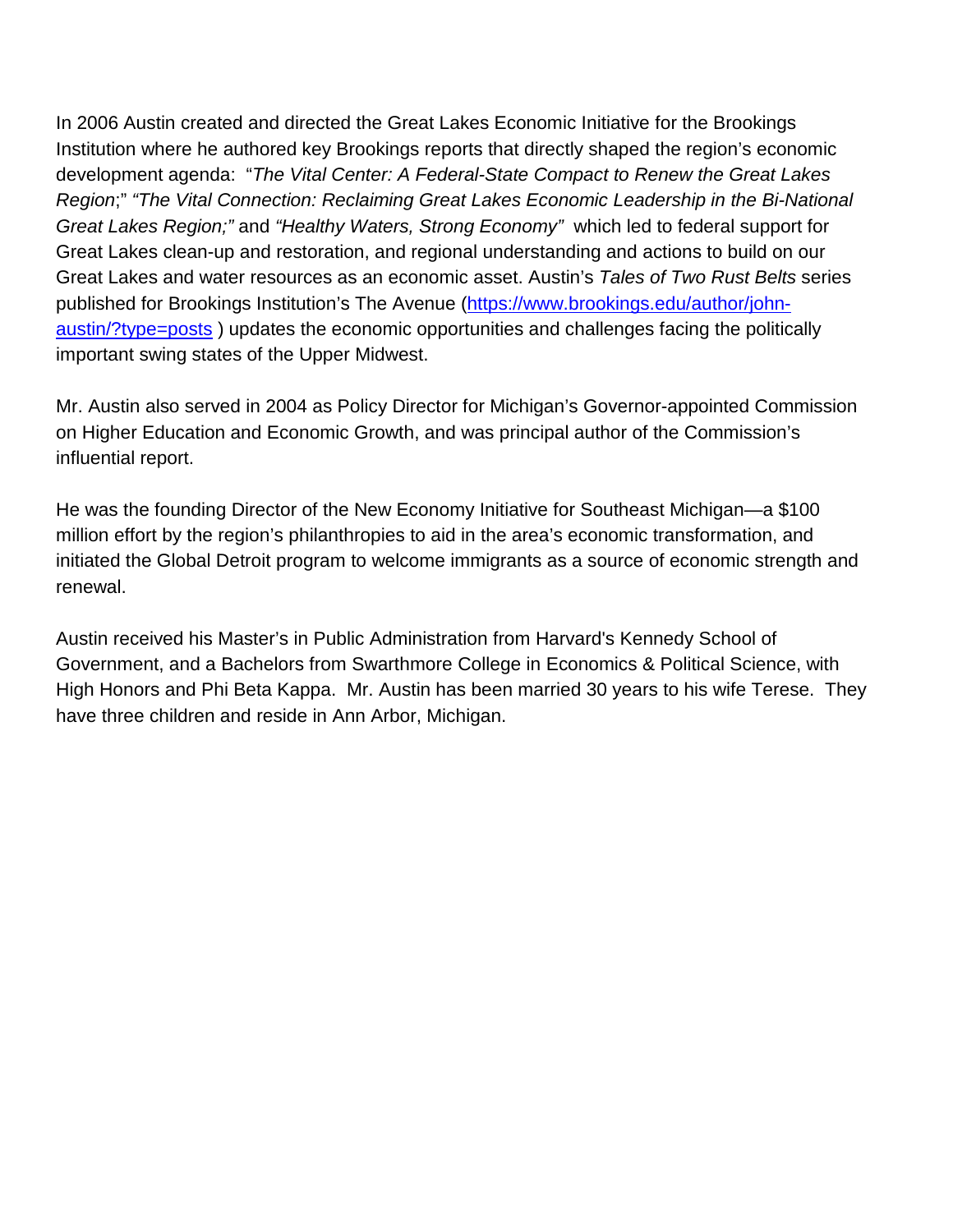In 2006 Austin created and directed the Great Lakes Economic Initiative for the Brookings Institution where he authored key Brookings reports that directly shaped the region's economic development agenda: "*The Vital Center: A Federal-State Compact to Renew the Great Lakes Region*;" *"The Vital Connection: Reclaiming Great Lakes Economic Leadership in the Bi-National Great Lakes Region;"* and *"Healthy Waters, Strong Economy"* which led to federal support for Great Lakes clean-up and restoration, and regional understanding and actions to build on our Great Lakes and water resources as an economic asset. Austin's *Tales of Two Rust Belts* series published for Brookings Institution's The Avenue ([https://www.brookings.edu/author/john-austin/?type=posts](https://www.brookings.edu/author/john-austin/?type=posts) ) updates the economic opportunities and challenges facing the politically important swing states of the Upper Midwest.

Mr. Austin also served in 2004 as Policy Director for Michigan's Governor-appointed Commission on Higher Education and Economic Growth, and was principal author of the Commission's influential report.

He was the founding Director of the New Economy Initiative for Southeast Michigan—a $100 million effort by the region's philanthropies to aid in the area's economic transformation, and initiated the Global Detroit program to welcome immigrants as a source of economic strength and renewal.

Austin received his Master's in Public Administration from Harvard's Kennedy School of Government, and a Bachelors from Swarthmore College in Economics & Political Science, with High Honors and Phi Beta Kappa. Mr. Austin has been married 30 years to his wife Terese. They have three children and reside in Ann Arbor, Michigan.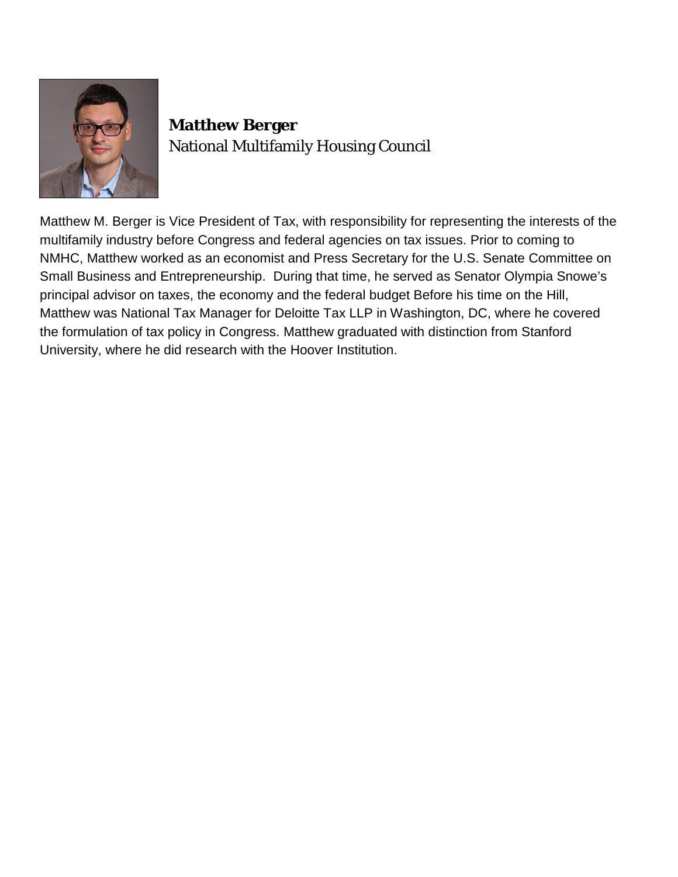**Matthew Berger**
National Multifamily Housing Council

Matthew M. Berger is Vice President of Tax, with responsibility for representing the interests of the multifamily industry before Congress and federal agencies on tax issues. Prior to coming to NMHC, Matthew worked as an economist and Press Secretary for the U.S. Senate Committee on Small Business and Entrepreneurship. During that time, he served as Senator Olympia Snowe's principal advisor on taxes, the economy and the federal budget Before his time on the Hill, Matthew was National Tax Manager for Deloitte Tax LLP in Washington, DC, where he covered the formulation of tax policy in Congress. Matthew graduated with distinction from Stanford University, where he did research with the Hoover Institution.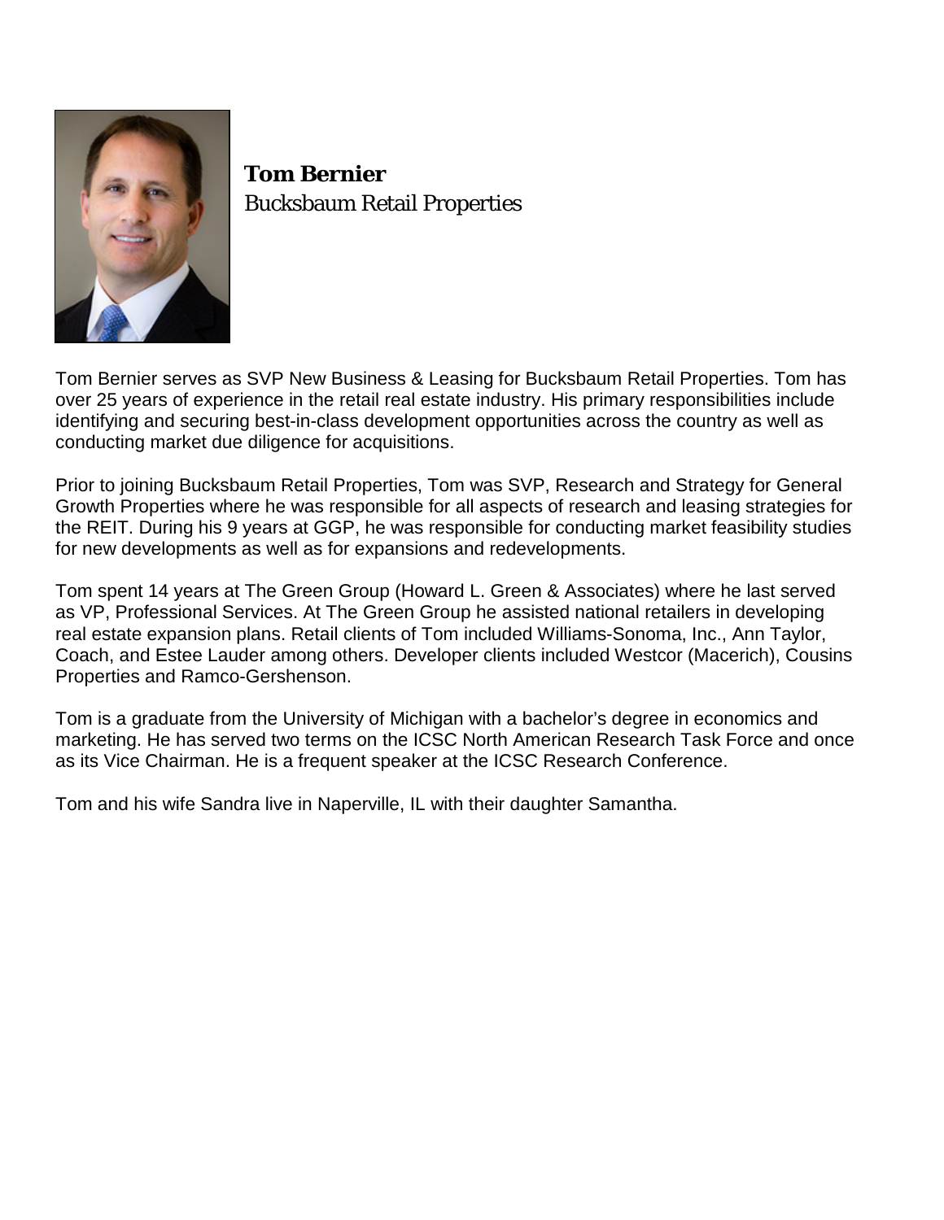**Tom Bernier**
Bucksbaum Retail Properties

Tom Bernier serves as SVP New Business & Leasing for Bucksbaum Retail Properties. Tom has over 25 years of experience in the retail real estate industry. His primary responsibilities include identifying and securing best-in-class development opportunities across the country as well as conducting market due diligence for acquisitions.

Prior to joining Bucksbaum Retail Properties, Tom was SVP, Research and Strategy for General Growth Properties where he was responsible for all aspects of research and leasing strategies for the REIT. During his 9 years at GGP, he was responsible for conducting market feasibility studies for new developments as well as for expansions and redevelopments.

Tom spent 14 years at The Green Group (Howard L. Green & Associates) where he last served as VP, Professional Services. At The Green Group he assisted national retailers in developing real estate expansion plans. Retail clients of Tom included Williams-Sonoma, Inc., Ann Taylor, Coach, and Estee Lauder among others. Developer clients included Westcor (Macerich), Cousins Properties and Ramco-Gershenson.

Tom is a graduate from the University of Michigan with a bachelor's degree in economics and marketing. He has served two terms on the ICSC North American Research Task Force and once as its Vice Chairman. He is a frequent speaker at the ICSC Research Conference.

Tom and his wife Sandra live in Naperville, IL with their daughter Samantha.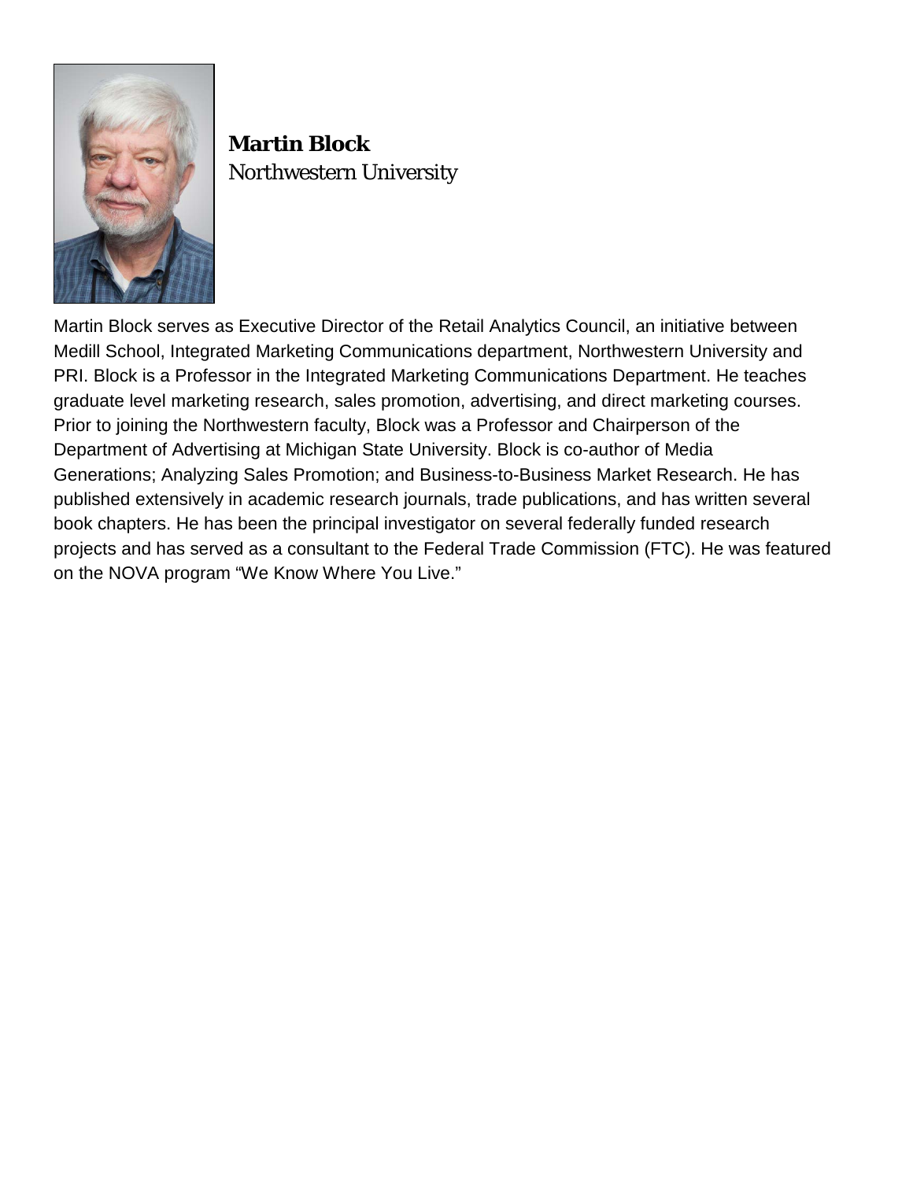**Martin Block**
Northwestern University

Martin Block serves as Executive Director of the Retail Analytics Council, an initiative between Medill School, Integrated Marketing Communications department, Northwestern University and PRI. Block is a Professor in the Integrated Marketing Communications Department. He teaches graduate level marketing research, sales promotion, advertising, and direct marketing courses. Prior to joining the Northwestern faculty, Block was a Professor and Chairperson of the Department of Advertising at Michigan State University. Block is co-author of Media Generations; Analyzing Sales Promotion; and Business-to-Business Market Research. He has published extensively in academic research journals, trade publications, and has written several book chapters. He has been the principal investigator on several federally funded research projects and has served as a consultant to the Federal Trade Commission (FTC). He was featured on the NOVA program "We Know Where You Live."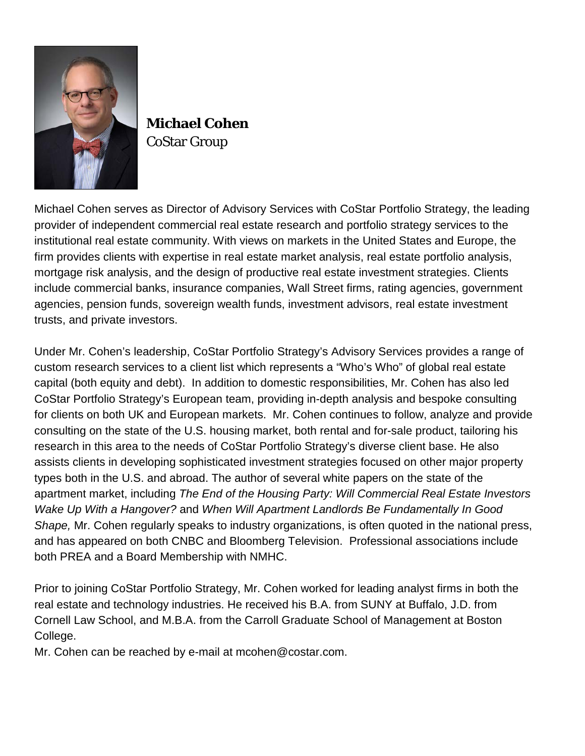**Michael Cohen**
CoStar Group

Michael Cohen serves as Director of Advisory Services with CoStar Portfolio Strategy, the leading provider of independent commercial real estate research and portfolio strategy services to the institutional real estate community. With views on markets in the United States and Europe, the firm provides clients with expertise in real estate market analysis, real estate portfolio analysis, mortgage risk analysis, and the design of productive real estate investment strategies. Clients include commercial banks, insurance companies, Wall Street firms, rating agencies, government agencies, pension funds, sovereign wealth funds, investment advisors, real estate investment trusts, and private investors.

Under Mr. Cohen's leadership, CoStar Portfolio Strategy's Advisory Services provides a range of custom research services to a client list which represents a "Who's Who" of global real estate capital (both equity and debt). In addition to domestic responsibilities, Mr. Cohen has also led CoStar Portfolio Strategy's European team, providing in-depth analysis and bespoke consulting for clients on both UK and European markets. Mr. Cohen continues to follow, analyze and provide consulting on the state of the U.S. housing market, both rental and for-sale product, tailoring his research in this area to the needs of CoStar Portfolio Strategy's diverse client base. He also assists clients in developing sophisticated investment strategies focused on other major property types both in the U.S. and abroad. The author of several white papers on the state of the apartment market, including *The End of the Housing Party: Will Commercial Real Estate Investors Wake Up With a Hangover?* and *When Will Apartment Landlords Be Fundamentally In Good Shape,* Mr. Cohen regularly speaks to industry organizations, is often quoted in the national press, and has appeared on both CNBC and Bloomberg Television. Professional associations include both PREA and a Board Membership with NMHC.

Prior to joining CoStar Portfolio Strategy, Mr. Cohen worked for leading analyst firms in both the real estate and technology industries. He received his B.A. from SUNY at Buffalo, J.D. from Cornell Law School, and M.B.A. from the Carroll Graduate School of Management at Boston College.

Mr. Cohen can be reached by e-mail at mcohen@costar.com.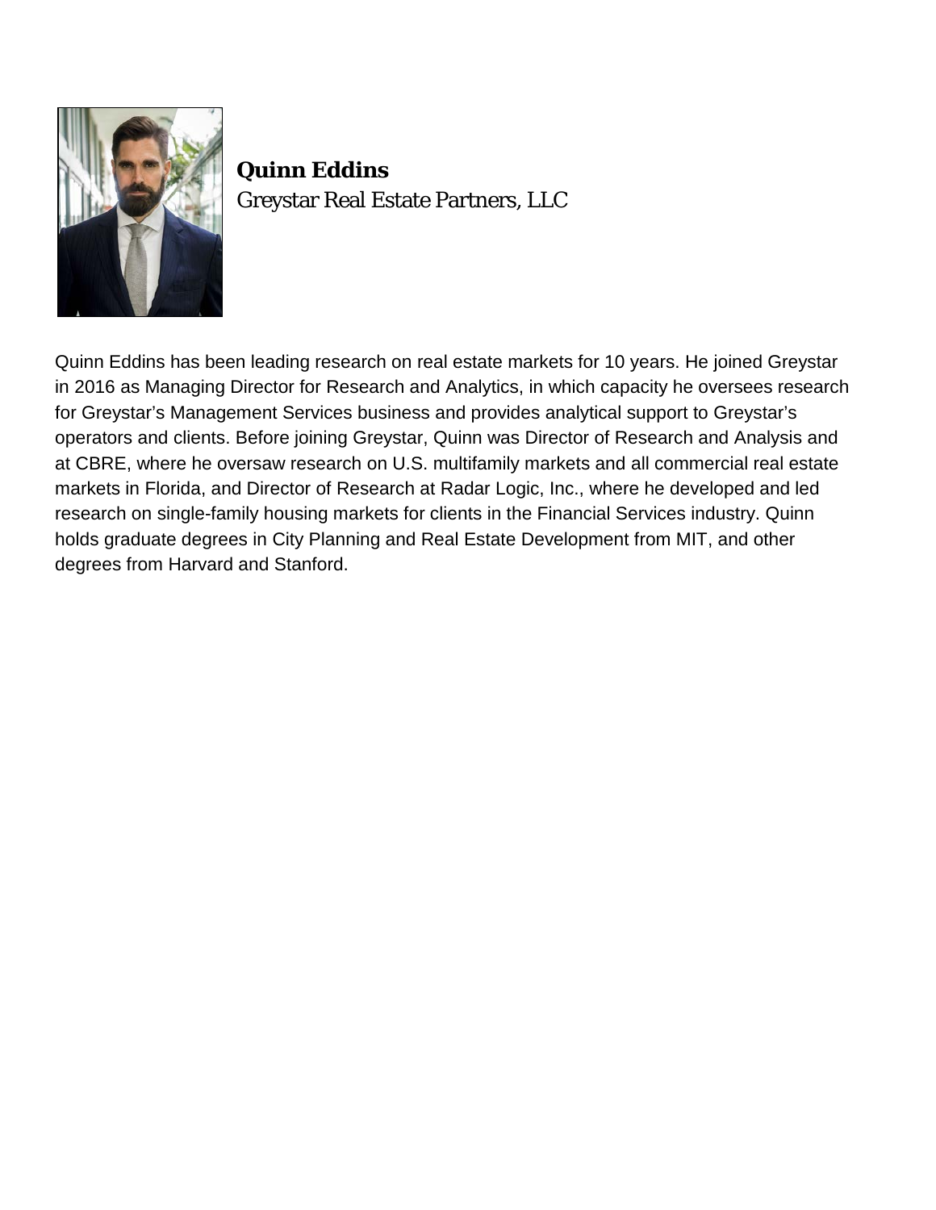**Quinn Eddins**
Greystar Real Estate Partners, LLC

Quinn Eddins has been leading research on real estate markets for 10 years. He joined Greystar in 2016 as Managing Director for Research and Analytics, in which capacity he oversees research for Greystar's Management Services business and provides analytical support to Greystar's operators and clients. Before joining Greystar, Quinn was Director of Research and Analysis and at CBRE, where he oversaw research on U.S. multifamily markets and all commercial real estate markets in Florida, and Director of Research at Radar Logic, Inc., where he developed and led research on single-family housing markets for clients in the Financial Services industry. Quinn holds graduate degrees in City Planning and Real Estate Development from MIT, and other degrees from Harvard and Stanford.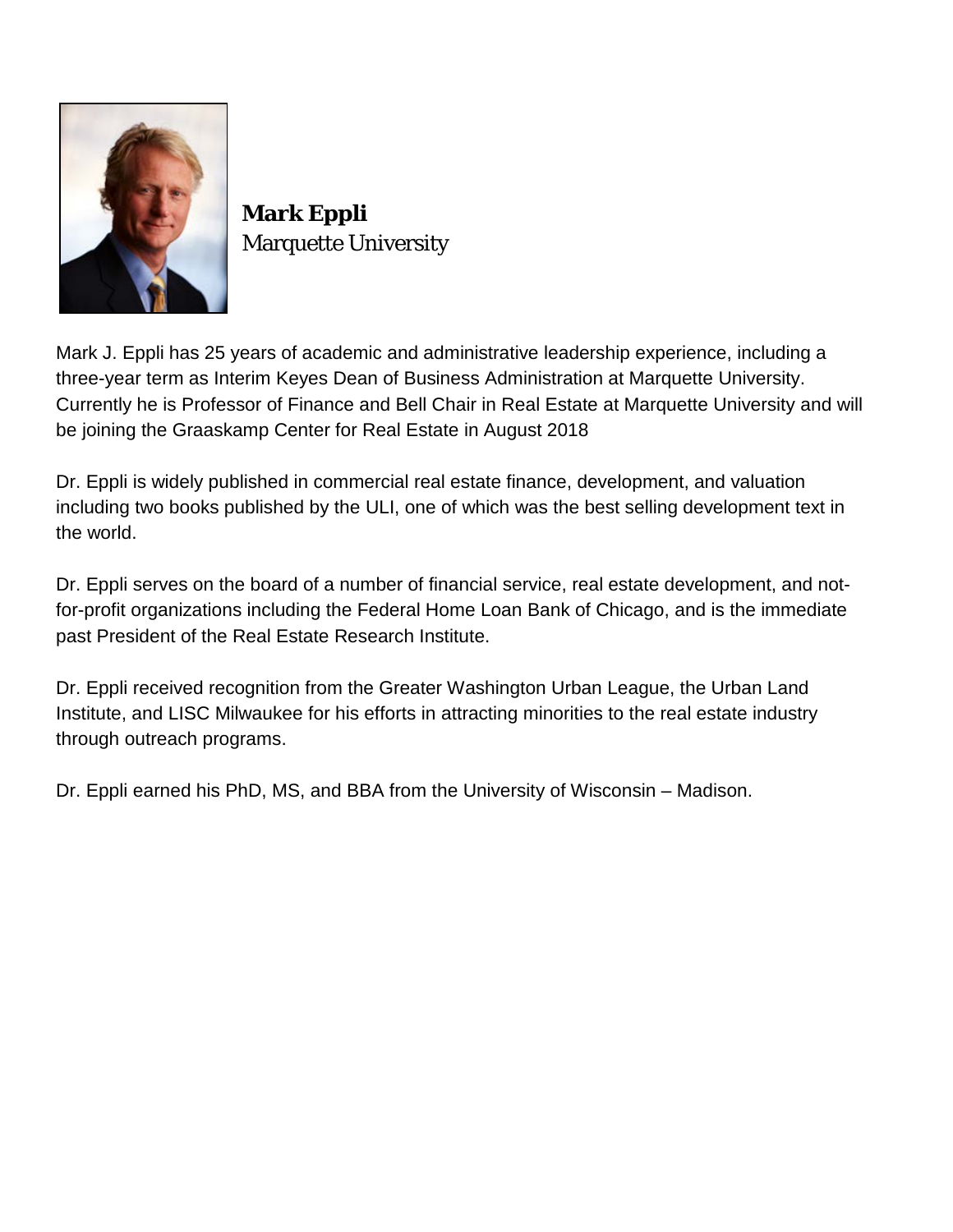**Mark Eppli**
Marquette University

Mark J. Eppli has 25 years of academic and administrative leadership experience, including a three-year term as Interim Keyes Dean of Business Administration at Marquette University. Currently he is Professor of Finance and Bell Chair in Real Estate at Marquette University and will be joining the Graaskamp Center for Real Estate in August 2018

Dr. Eppli is widely published in commercial real estate finance, development, and valuation including two books published by the ULI, one of which was the best selling development text in the world.

Dr. Eppli serves on the board of a number of financial service, real estate development, and not-for-profit organizations including the Federal Home Loan Bank of Chicago, and is the immediate past President of the Real Estate Research Institute.

Dr. Eppli received recognition from the Greater Washington Urban League, the Urban Land Institute, and LISC Milwaukee for his efforts in attracting minorities to the real estate industry through outreach programs.

Dr. Eppli earned his PhD, MS, and BBA from the University of Wisconsin – Madison.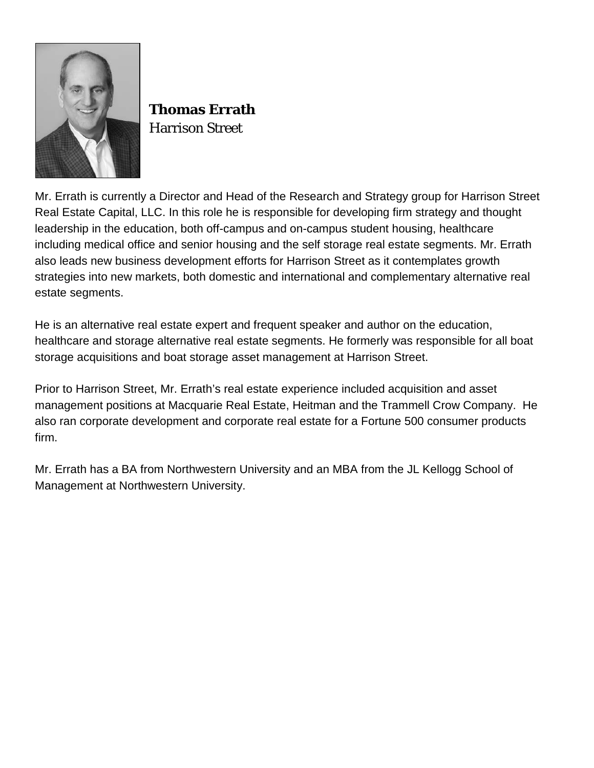**Thomas Errath**
*Harrison Street*

Mr. Errath is currently a Director and Head of the Research and Strategy group for Harrison Street Real Estate Capital, LLC. In this role he is responsible for developing firm strategy and thought leadership in the education, both off-campus and on-campus student housing, healthcare including medical office and senior housing and the self storage real estate segments. Mr. Errath also leads new business development efforts for Harrison Street as it contemplates growth strategies into new markets, both domestic and international and complementary alternative real estate segments.

He is an alternative real estate expert and frequent speaker and author on the education, healthcare and storage alternative real estate segments. He formerly was responsible for all boat storage acquisitions and boat storage asset management at Harrison Street.

Prior to Harrison Street, Mr. Errath's real estate experience included acquisition and asset management positions at Macquarie Real Estate, Heitman and the Trammell Crow Company. He also ran corporate development and corporate real estate for a Fortune 500 consumer products firm.

Mr. Errath has a BA from Northwestern University and an MBA from the JL Kellogg School of Management at Northwestern University.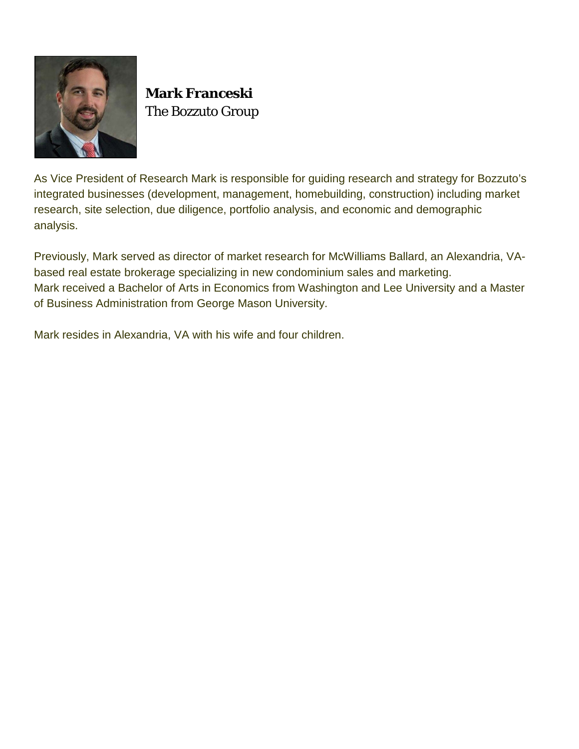**Mark Franceski**
The Bozzuto Group

As Vice President of Research Mark is responsible for guiding research and strategy for Bozzuto's integrated businesses (development, management, homebuilding, construction) including market research, site selection, due diligence, portfolio analysis, and economic and demographic analysis.

Previously, Mark served as director of market research for McWilliams Ballard, an Alexandria, VA-based real estate brokerage specializing in new condominium sales and marketing.
Mark received a Bachelor of Arts in Economics from Washington and Lee University and a Master of Business Administration from George Mason University.

Mark resides in Alexandria, VA with his wife and four children.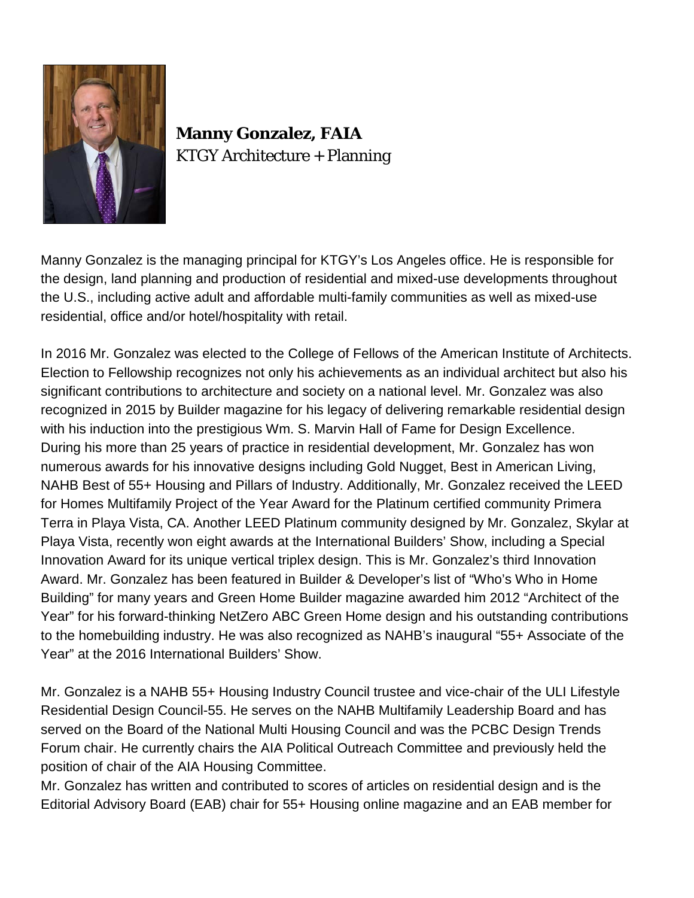**Manny Gonzalez, FAIA**
KTGY Architecture + Planning

Manny Gonzalez is the managing principal for KTGY's Los Angeles office. He is responsible for the design, land planning and production of residential and mixed-use developments throughout the U.S., including active adult and affordable multi-family communities as well as mixed-use residential, office and/or hotel/hospitality with retail.

In 2016 Mr. Gonzalez was elected to the College of Fellows of the American Institute of Architects. Election to Fellowship recognizes not only his achievements as an individual architect but also his significant contributions to architecture and society on a national level. Mr. Gonzalez was also recognized in 2015 by Builder magazine for his legacy of delivering remarkable residential design with his induction into the prestigious Wm. S. Marvin Hall of Fame for Design Excellence. During his more than 25 years of practice in residential development, Mr. Gonzalez has won numerous awards for his innovative designs including Gold Nugget, Best in American Living, NAHB Best of 55+ Housing and Pillars of Industry. Additionally, Mr. Gonzalez received the LEED for Homes Multifamily Project of the Year Award for the Platinum certified community Primera Terra in Playa Vista, CA. Another LEED Platinum community designed by Mr. Gonzalez, Skylar at Playa Vista, recently won eight awards at the International Builders' Show, including a Special Innovation Award for its unique vertical triplex design. This is Mr. Gonzalez's third Innovation Award. Mr. Gonzalez has been featured in Builder & Developer's list of "Who's Who in Home Building" for many years and Green Home Builder magazine awarded him 2012 "Architect of the Year" for his forward-thinking NetZero ABC Green Home design and his outstanding contributions to the homebuilding industry. He was also recognized as NAHB's inaugural "55+ Associate of the Year" at the 2016 International Builders' Show.

Mr. Gonzalez is a NAHB 55+ Housing Industry Council trustee and vice-chair of the ULI Lifestyle Residential Design Council-55. He serves on the NAHB Multifamily Leadership Board and has served on the Board of the National Multi Housing Council and was the PCBC Design Trends Forum chair. He currently chairs the AIA Political Outreach Committee and previously held the position of chair of the AIA Housing Committee.

Mr. Gonzalez has written and contributed to scores of articles on residential design and is the Editorial Advisory Board (EAB) chair for 55+ Housing online magazine and an EAB member for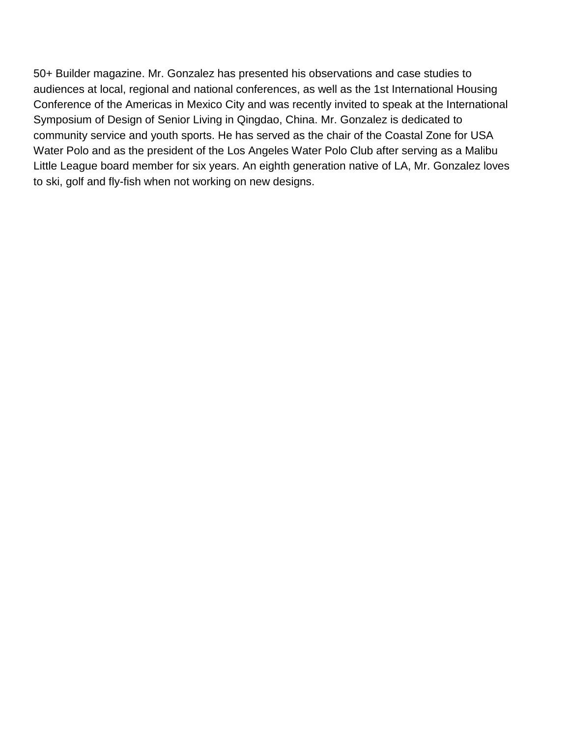50+ Builder magazine. Mr. Gonzalez has presented his observations and case studies to audiences at local, regional and national conferences, as well as the 1st International Housing Conference of the Americas in Mexico City and was recently invited to speak at the International Symposium of Design of Senior Living in Qingdao, China. Mr. Gonzalez is dedicated to community service and youth sports. He has served as the chair of the Coastal Zone for USA Water Polo and as the president of the Los Angeles Water Polo Club after serving as a Malibu Little League board member for six years. An eighth generation native of LA, Mr. Gonzalez loves to ski, golf and fly-fish when not working on new designs.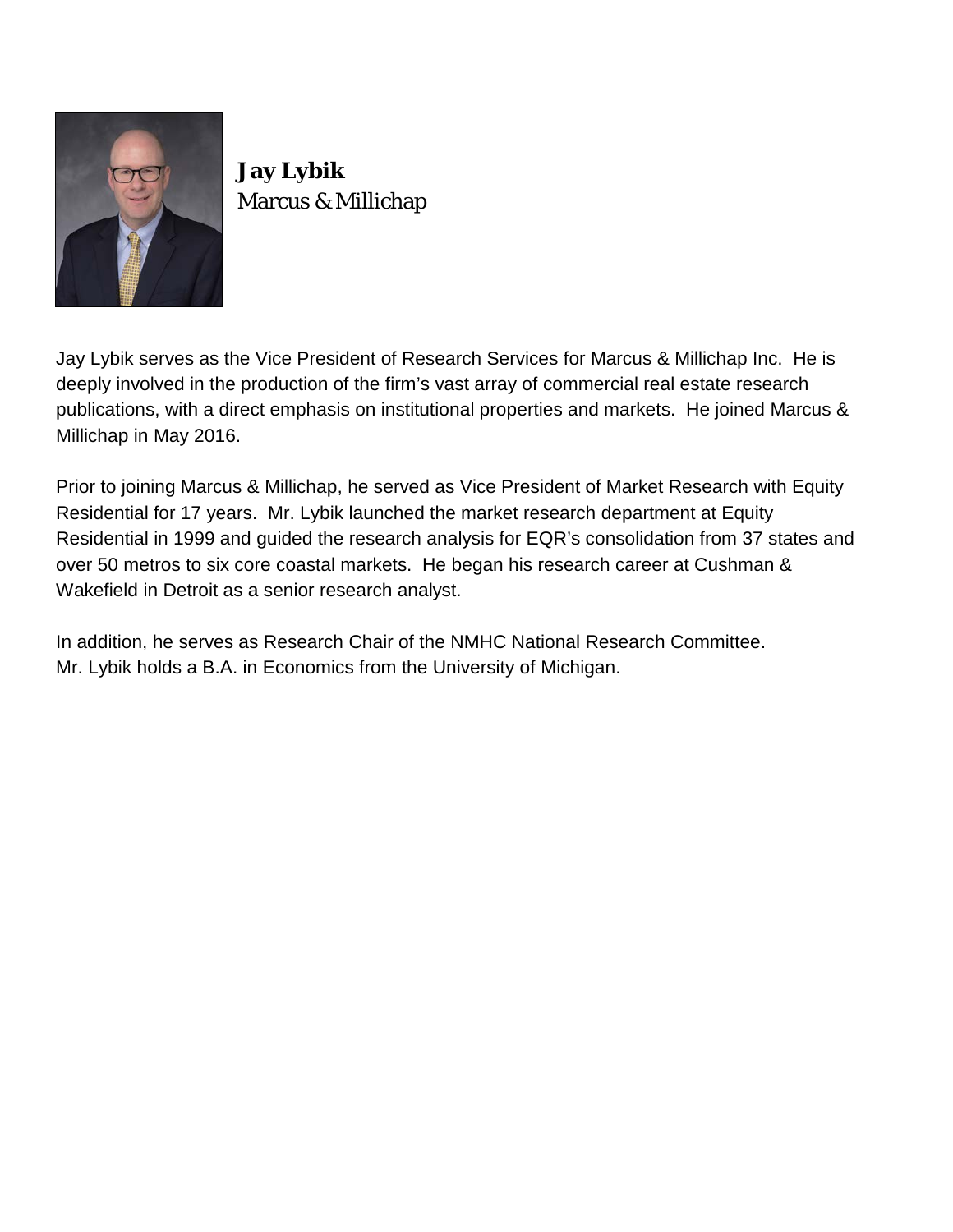**Jay Lybik**
Marcus & Millichap

Jay Lybik serves as the Vice President of Research Services for Marcus & Millichap Inc. He is deeply involved in the production of the firm's vast array of commercial real estate research publications, with a direct emphasis on institutional properties and markets. He joined Marcus & Millichap in May 2016.

Prior to joining Marcus & Millichap, he served as Vice President of Market Research with Equity Residential for 17 years. Mr. Lybik launched the market research department at Equity Residential in 1999 and guided the research analysis for EQR's consolidation from 37 states and over 50 metros to six core coastal markets. He began his research career at Cushman & Wakefield in Detroit as a senior research analyst.

In addition, he serves as Research Chair of the NMHC National Research Committee.
Mr. Lybik holds a B.A. in Economics from the University of Michigan.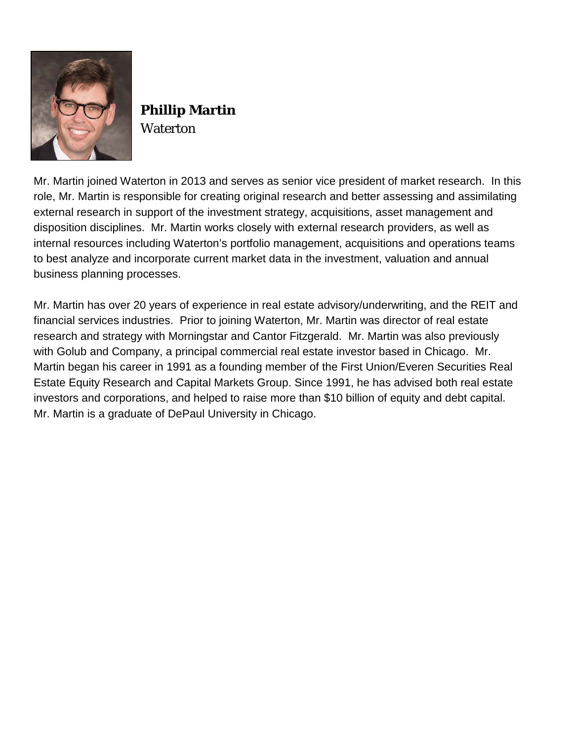**Phillip Martin**
*Waterton*

Mr. Martin joined Waterton in 2013 and serves as senior vice president of market research. In this role, Mr. Martin is responsible for creating original research and better assessing and assimilating external research in support of the investment strategy, acquisitions, asset management and disposition disciplines. Mr. Martin works closely with external research providers, as well as internal resources including Waterton's portfolio management, acquisitions and operations teams to best analyze and incorporate current market data in the investment, valuation and annual business planning processes.

Mr. Martin has over 20 years of experience in real estate advisory/underwriting, and the REIT and financial services industries. Prior to joining Waterton, Mr. Martin was director of real estate research and strategy with Morningstar and Cantor Fitzgerald. Mr. Martin was also previously with Golub and Company, a principal commercial real estate investor based in Chicago. Mr. Martin began his career in 1991 as a founding member of the First Union/Everen Securities Real Estate Equity Research and Capital Markets Group. Since 1991, he has advised both real estate investors and corporations, and helped to raise more than $10 billion of equity and debt capital. Mr. Martin is a graduate of DePaul University in Chicago.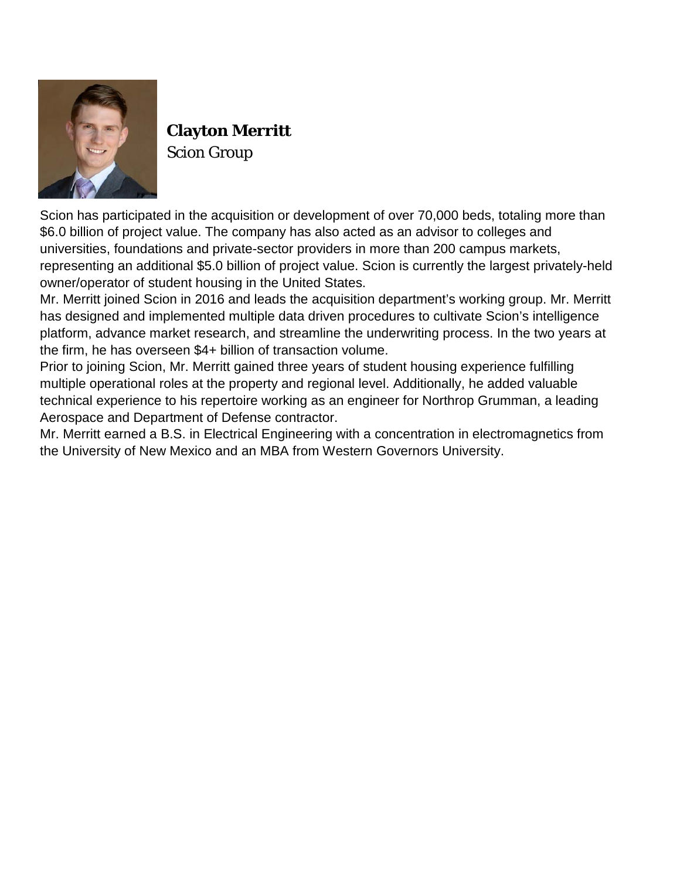**Clayton Merritt**
Scion Group

Scion has participated in the acquisition or development of over 70,000 beds, totaling more than $6.0 billion of project value. The company has also acted as an advisor to colleges and universities, foundations and private-sector providers in more than 200 campus markets, representing an additional $5.0 billion of project value. Scion is currently the largest privately-held owner/operator of student housing in the United States.

Mr. Merritt joined Scion in 2016 and leads the acquisition department's working group. Mr. Merritt has designed and implemented multiple data driven procedures to cultivate Scion's intelligence platform, advance market research, and streamline the underwriting process. In the two years at the firm, he has overseen $4+ billion of transaction volume.

Prior to joining Scion, Mr. Merritt gained three years of student housing experience fulfilling multiple operational roles at the property and regional level. Additionally, he added valuable technical experience to his repertoire working as an engineer for Northrop Grumman, a leading Aerospace and Department of Defense contractor.

Mr. Merritt earned a B.S. in Electrical Engineering with a concentration in electromagnetics from the University of New Mexico and an MBA from Western Governors University.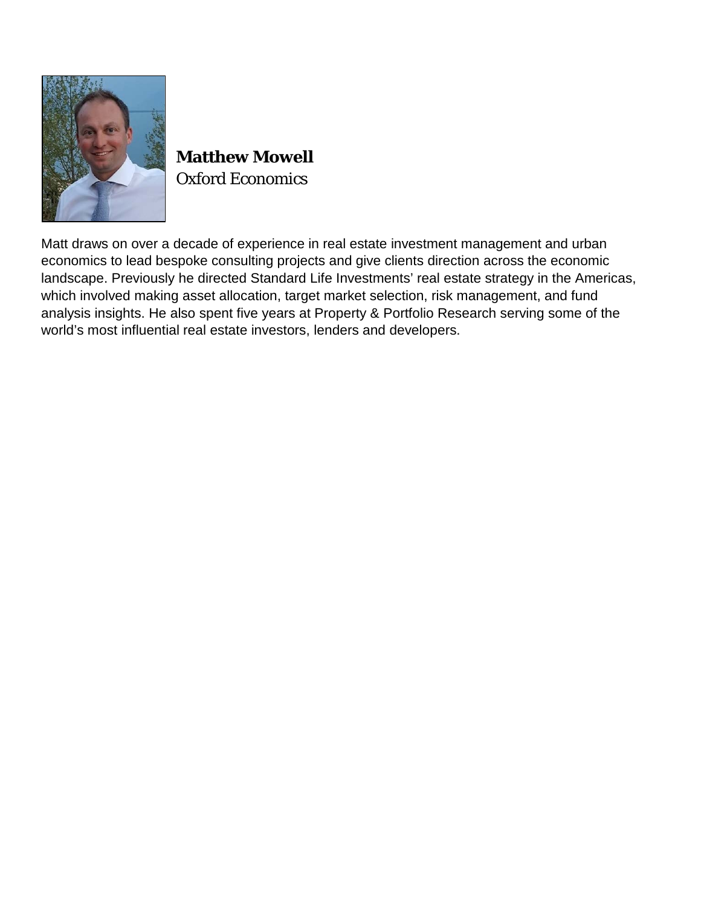**Matthew Mowell**
Oxford Economics

Matt draws on over a decade of experience in real estate investment management and urban economics to lead bespoke consulting projects and give clients direction across the economic landscape. Previously he directed Standard Life Investments' real estate strategy in the Americas, which involved making asset allocation, target market selection, risk management, and fund analysis insights. He also spent five years at Property & Portfolio Research serving some of the world's most influential real estate investors, lenders and developers.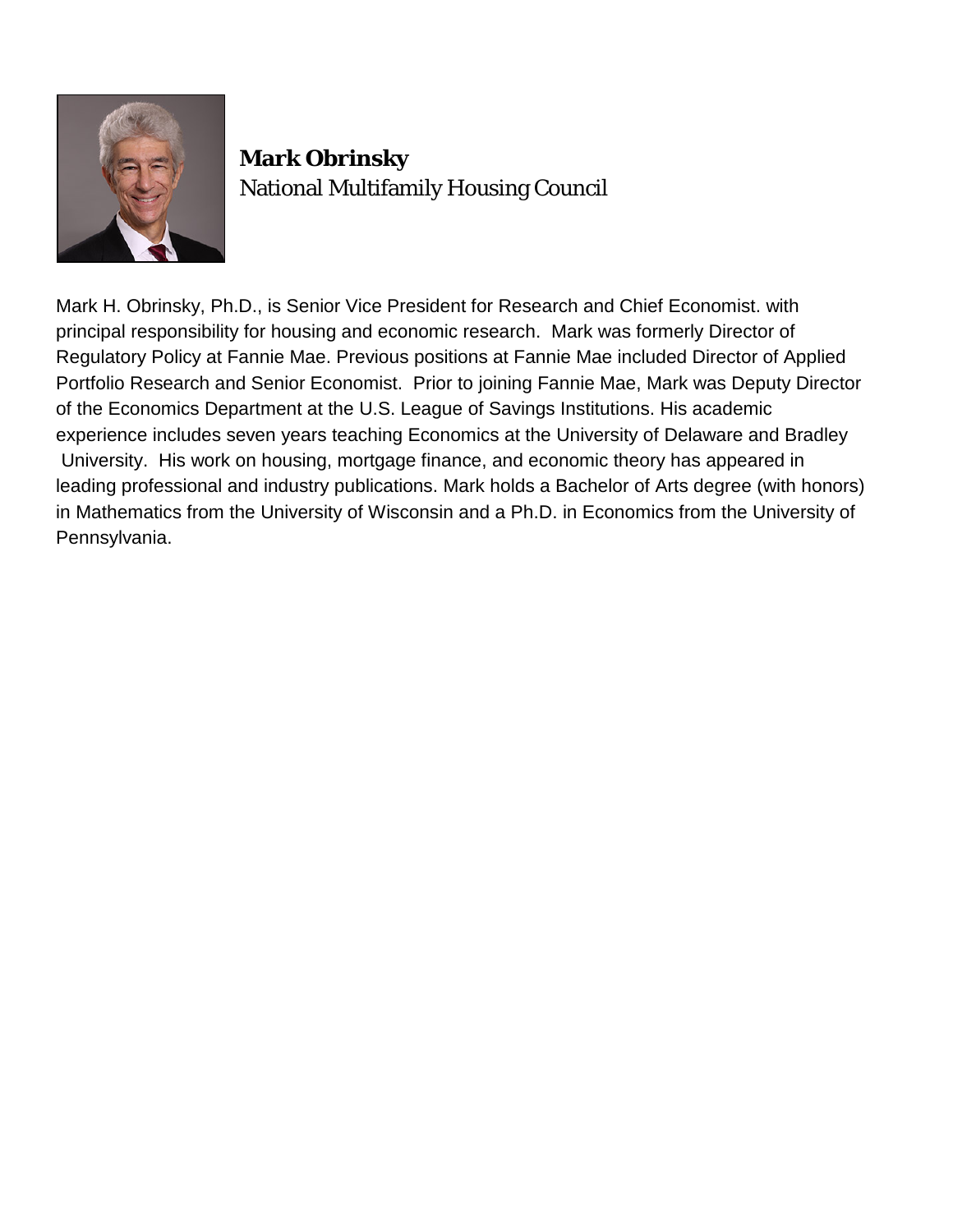**Mark Obrinsky**
National Multifamily Housing Council

Mark H. Obrinsky, Ph.D., is Senior Vice President for Research and Chief Economist. with principal responsibility for housing and economic research. Mark was formerly Director of Regulatory Policy at Fannie Mae. Previous positions at Fannie Mae included Director of Applied Portfolio Research and Senior Economist. Prior to joining Fannie Mae, Mark was Deputy Director of the Economics Department at the U.S. League of Savings Institutions. His academic experience includes seven years teaching Economics at the University of Delaware and Bradley University. His work on housing, mortgage finance, and economic theory has appeared in leading professional and industry publications. Mark holds a Bachelor of Arts degree (with honors) in Mathematics from the University of Wisconsin and a Ph.D. in Economics from the University of Pennsylvania.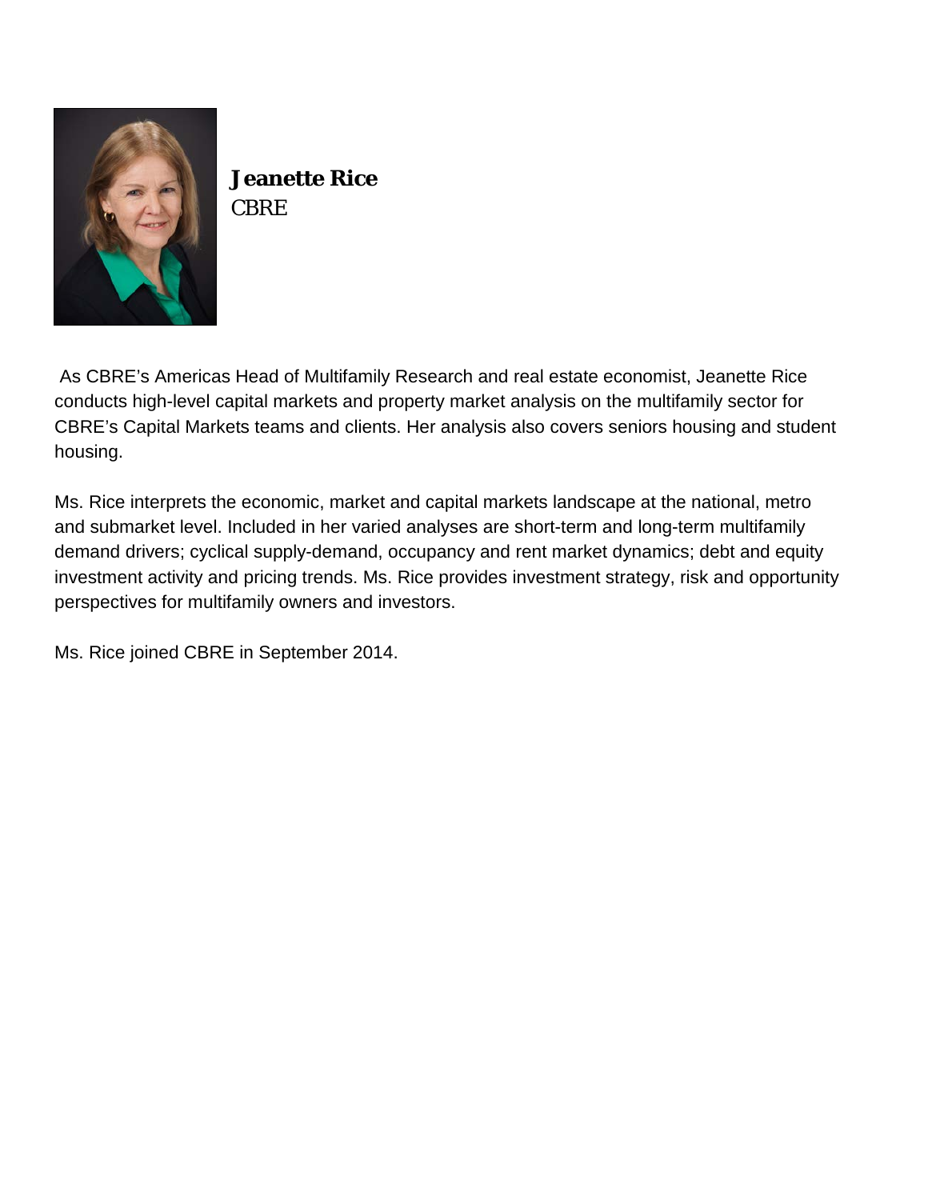**Jeanette Rice**
CBRE

As CBRE's Americas Head of Multifamily Research and real estate economist, Jeanette Rice conducts high-level capital markets and property market analysis on the multifamily sector for CBRE's Capital Markets teams and clients. Her analysis also covers seniors housing and student housing.

Ms. Rice interprets the economic, market and capital markets landscape at the national, metro and submarket level. Included in her varied analyses are short-term and long-term multifamily demand drivers; cyclical supply-demand, occupancy and rent market dynamics; debt and equity investment activity and pricing trends. Ms. Rice provides investment strategy, risk and opportunity perspectives for multifamily owners and investors.

Ms. Rice joined CBRE in September 2014.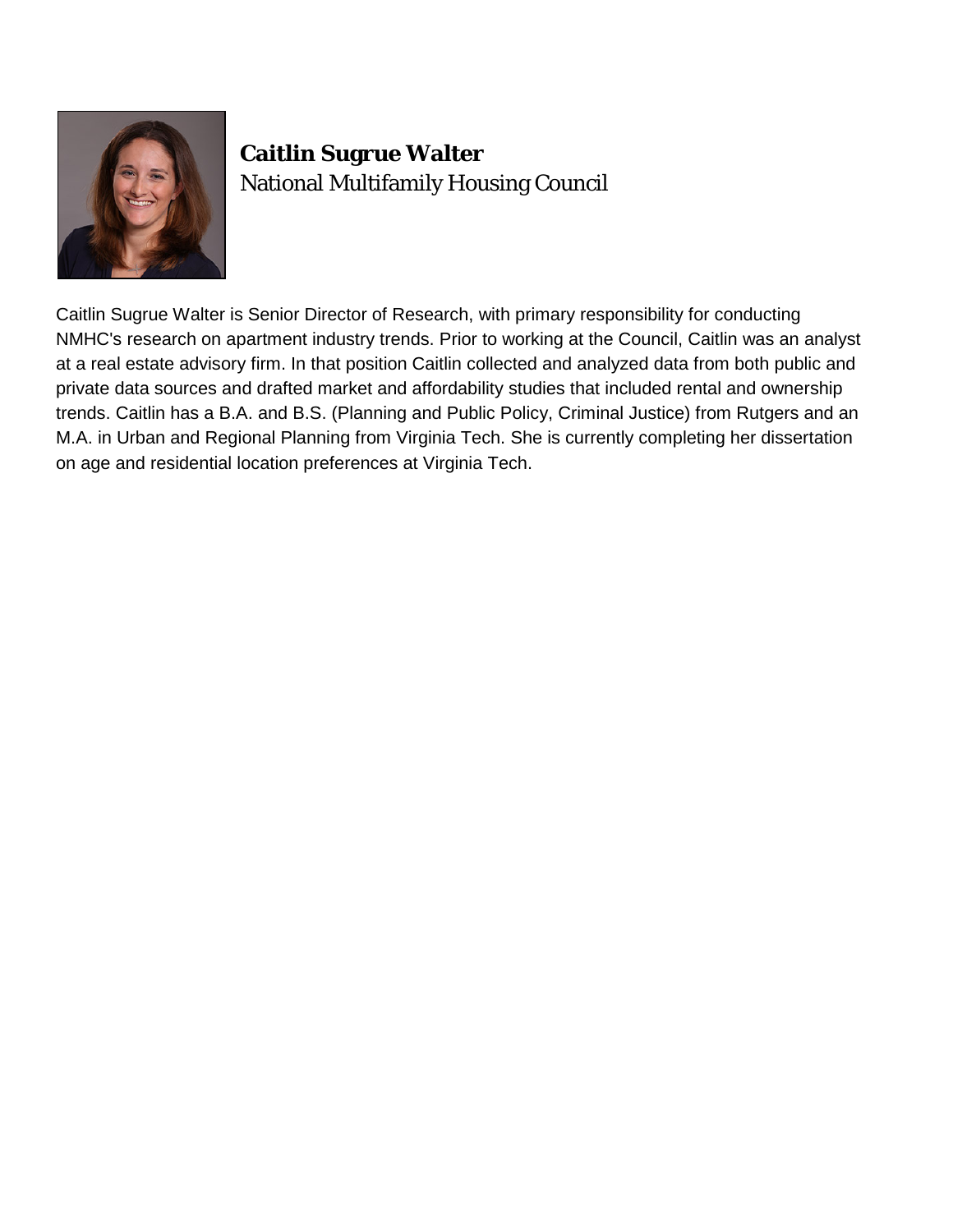**Caitlin Sugrue Walter**
National Multifamily Housing Council

Caitlin Sugrue Walter is Senior Director of Research, with primary responsibility for conducting NMHC's research on apartment industry trends. Prior to working at the Council, Caitlin was an analyst at a real estate advisory firm. In that position Caitlin collected and analyzed data from both public and private data sources and drafted market and affordability studies that included rental and ownership trends. Caitlin has a B.A. and B.S. (Planning and Public Policy, Criminal Justice) from Rutgers and an M.A. in Urban and Regional Planning from Virginia Tech. She is currently completing her dissertation on age and residential location preferences at Virginia Tech.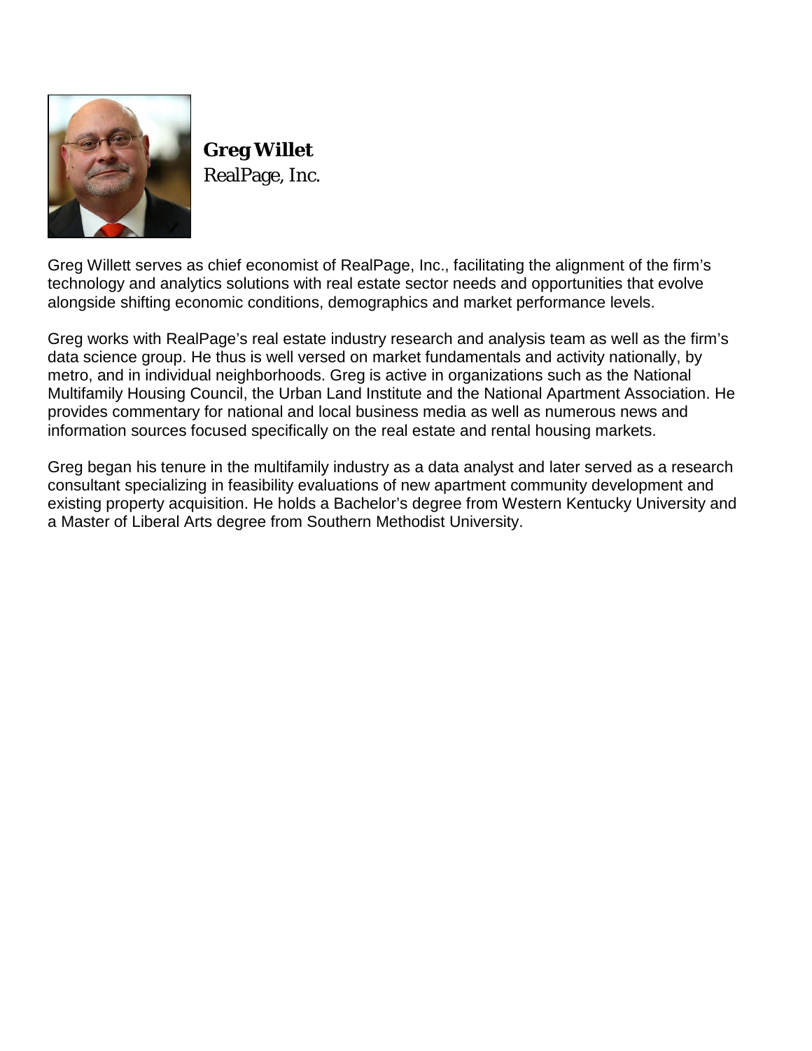**Greg Willet**
*RealPage, Inc.*

Greg Willett serves as chief economist of RealPage, Inc., facilitating the alignment of the firm's technology and analytics solutions with real estate sector needs and opportunities that evolve alongside shifting economic conditions, demographics and market performance levels.

Greg works with RealPage's real estate industry research and analysis team as well as the firm's data science group. He thus is well versed on market fundamentals and activity nationally, by metro, and in individual neighborhoods. Greg is active in organizations such as the National Multifamily Housing Council, the Urban Land Institute and the National Apartment Association. He provides commentary for national and local business media as well as numerous news and information sources focused specifically on the real estate and rental housing markets.

Greg began his tenure in the multifamily industry as a data analyst and later served as a research consultant specializing in feasibility evaluations of new apartment community development and existing property acquisition. He holds a Bachelor's degree from Western Kentucky University and a Master of Liberal Arts degree from Southern Methodist University.